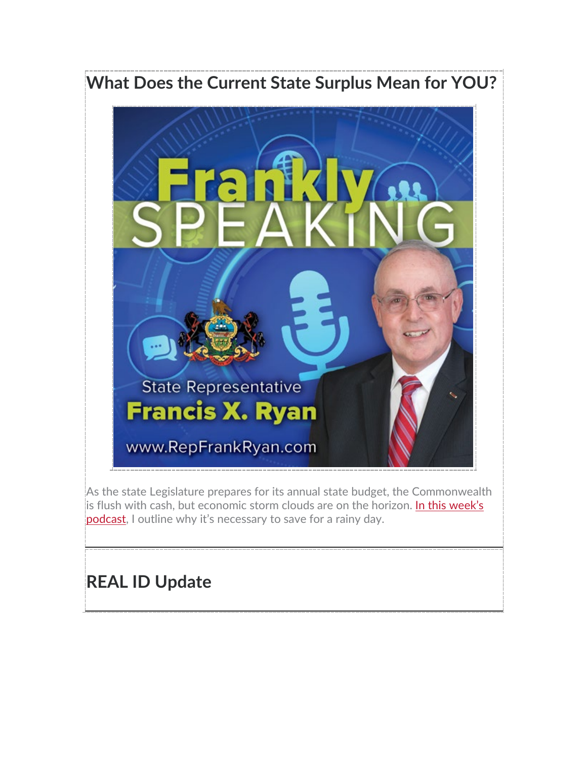## What Does the Current State Surplus Mean for YOU?

As the state Legislature prepares for its annual state budget, the Commonwealth is flush with cash, but economic storm clouds are on the horizon. In this week's podcast, I outline why it's necessary to save for a rainy day.

---

## REAL ID Update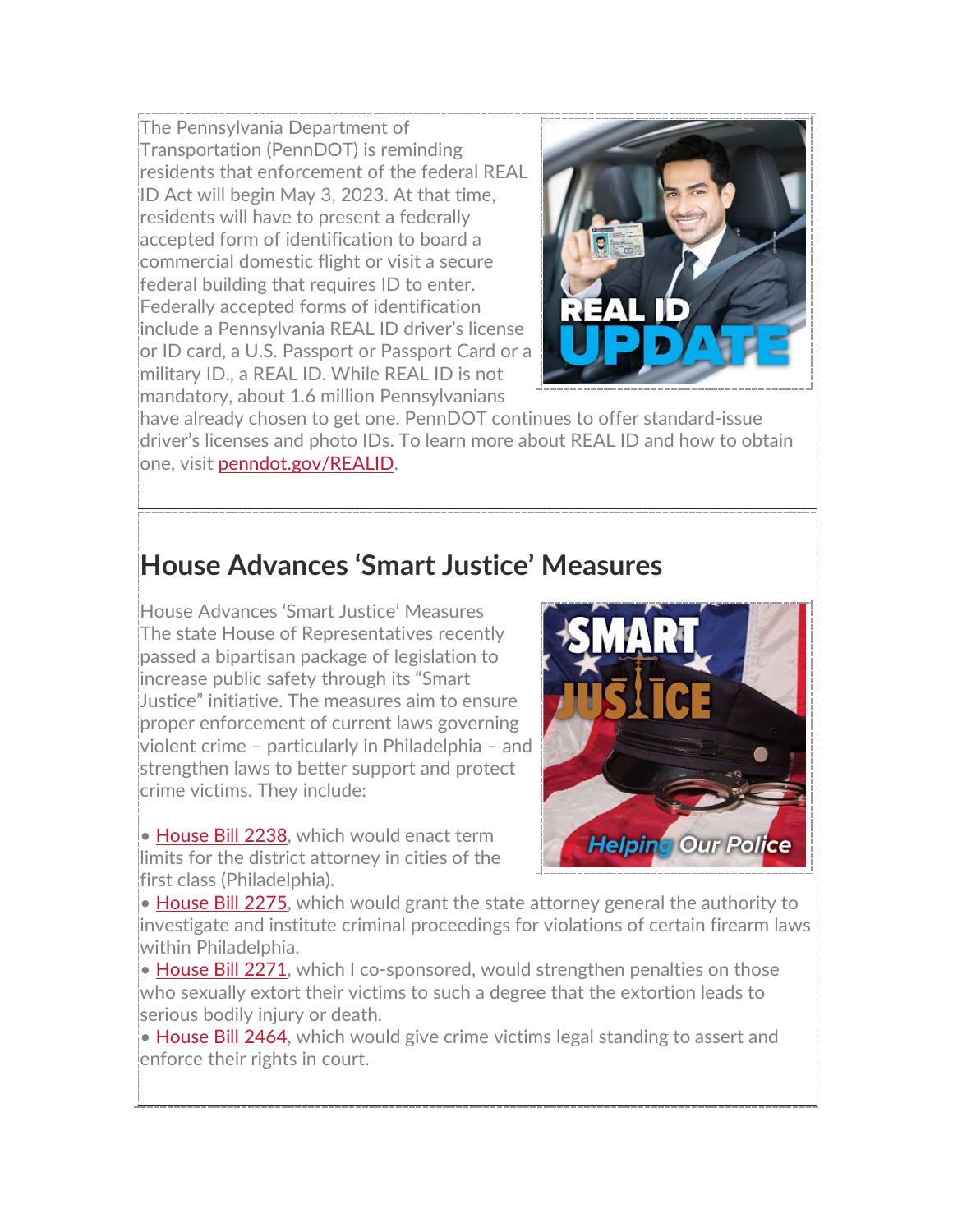The Pennsylvania Department of Transportation (PennDOT) is reminding residents that enforcement of the federal REAL ID Act will begin May 3, 2023. At that time, residents will have to present a federally accepted form of identification to board a commercial domestic flight or visit a secure federal building that requires ID to enter. Federally accepted forms of identification include a Pennsylvania REAL ID driver's license or ID card, a U.S. Passport or Passport Card or a military ID., a REAL ID. While REAL ID is not mandatory, about 1.6 million Pennsylvanians have already chosen to get one. PennDOT continues to offer standard-issue driver's licenses and photo IDs. To learn more about REAL ID and how to obtain one, visit [penndot.gov/REALID](penndot.gov/REALID).

## House Advances 'Smart Justice' Measures

House Advances 'Smart Justice' Measures
The state House of Representatives recently passed a bipartisan package of legislation to increase public safety through its "Smart Justice" initiative. The measures aim to ensure proper enforcement of current laws governing violent crime – particularly in Philadelphia – and strengthen laws to better support and protect crime victims. They include:

- House Bill 2238, which would enact term limits for the district attorney in cities of the first class (Philadelphia).
- House Bill 2275, which would grant the state attorney general the authority to investigate and institute criminal proceedings for violations of certain firearm laws within Philadelphia.
- House Bill 2271, which I co-sponsored, would strengthen penalties on those who sexually extort their victims to such a degree that the extortion leads to serious bodily injury or death.
- House Bill 2464, which would give crime victims legal standing to assert and enforce their rights in court.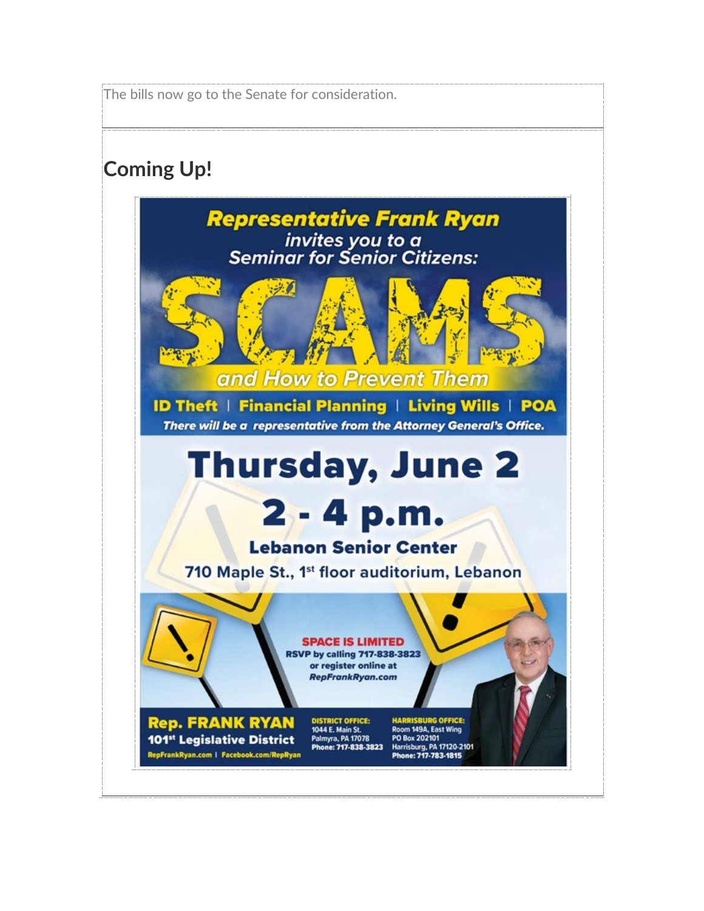The bills now go to the Senate for consideration.

## Coming Up!

**Representative Frank Ryan**

*invites you to a*
*Seminar for Senior Citizens:*

# SCAMS

*and How to Prevent Them*

**ID Theft | Financial Planning | Living Wills | POA**

*There will be a representative from the Attorney General's Office.*

## Thursday, June 2

## 2 - 4 p.m.

**Lebanon Senior Center**

**710 Maple St., 1st floor auditorium, Lebanon**

**SPACE IS LIMITED**

**RSVP by calling 717-838-3823**
**or register online at**
***RepFrankRyan.com***

**Rep. FRANK RYAN**
**101st Legislative District**
RepFrankRyan.com | Facebook.com/RepRyan

**DISTRICT OFFICE:**
1044 E. Main St.
Palmyra, PA 17078
Phone: 717-838-3823

**HARRISBURG OFFICE:**
Room 149A, East Wing
PO Box 202101
Harrisburg, PA 17120-2101
Phone: 717-783-1815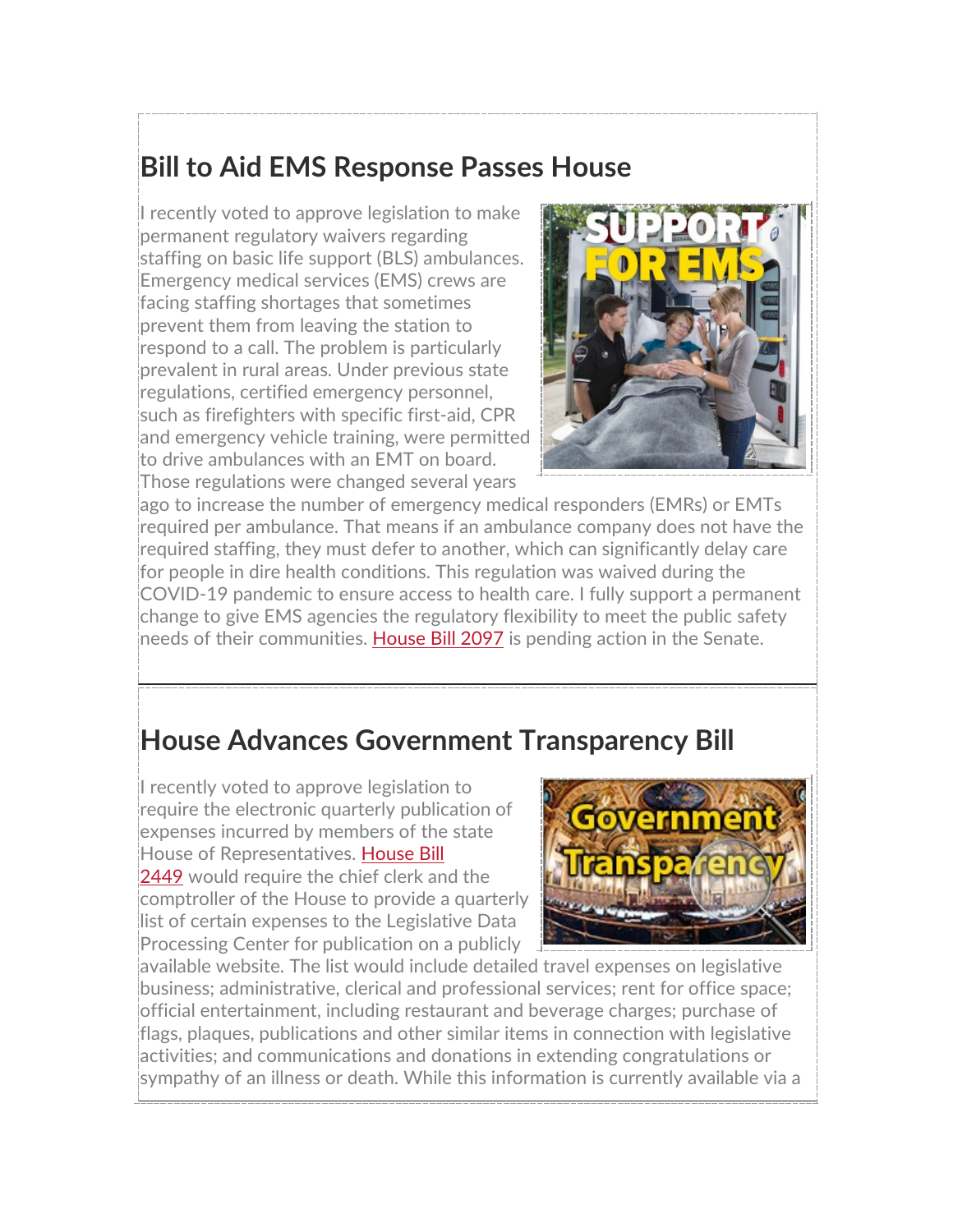## Bill to Aid EMS Response Passes House

I recently voted to approve legislation to make permanent regulatory waivers regarding staffing on basic life support (BLS) ambulances. Emergency medical services (EMS) crews are facing staffing shortages that sometimes prevent them from leaving the station to respond to a call. The problem is particularly prevalent in rural areas. Under previous state regulations, certified emergency personnel, such as firefighters with specific first-aid, CPR and emergency vehicle training, were permitted to drive ambulances with an EMT on board. Those regulations were changed several years ago to increase the number of emergency medical responders (EMRs) or EMTs required per ambulance. That means if an ambulance company does not have the required staffing, they must defer to another, which can significantly delay care for people in dire health conditions. This regulation was waived during the COVID-19 pandemic to ensure access to health care. I fully support a permanent change to give EMS agencies the regulatory flexibility to meet the public safety needs of their communities. House Bill 2097 is pending action in the Senate.

## House Advances Government Transparency Bill

I recently voted to approve legislation to require the electronic quarterly publication of expenses incurred by members of the state House of Representatives. House Bill 2449 would require the chief clerk and the comptroller of the House to provide a quarterly list of certain expenses to the Legislative Data Processing Center for publication on a publicly available website. The list would include detailed travel expenses on legislative business; administrative, clerical and professional services; rent for office space; official entertainment, including restaurant and beverage charges; purchase of flags, plaques, publications and other similar items in connection with legislative activities; and communications and donations in extending congratulations or sympathy of an illness or death. While this information is currently available via a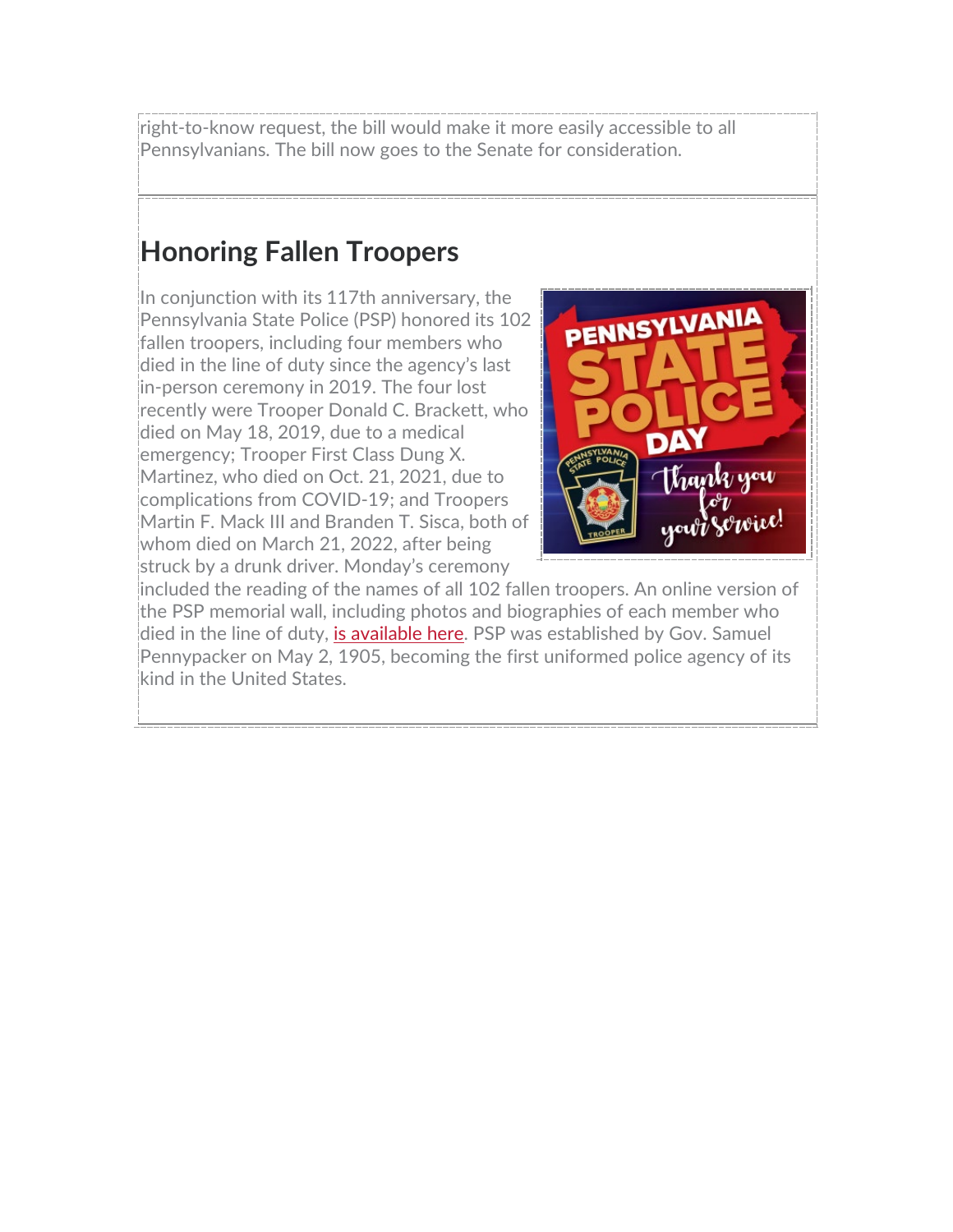right-to-know request, the bill would make it more easily accessible to all Pennsylvanians. The bill now goes to the Senate for consideration.

## Honoring Fallen Troopers

In conjunction with its 117th anniversary, the Pennsylvania State Police (PSP) honored its 102 fallen troopers, including four members who died in the line of duty since the agency's last in-person ceremony in 2019. The four lost recently were Trooper Donald C. Brackett, who died on May 18, 2019, due to a medical emergency; Trooper First Class Dung X. Martinez, who died on Oct. 21, 2021, due to complications from COVID-19; and Troopers Martin F. Mack III and Branden T. Sisca, both of whom died on March 21, 2022, after being struck by a drunk driver. Monday's ceremony included the reading of the names of all 102 fallen troopers. An online version of the PSP memorial wall, including photos and biographies of each member who died in the line of duty, is available here. PSP was established by Gov. Samuel Pennypacker on May 2, 1905, becoming the first uniformed police agency of its kind in the United States.